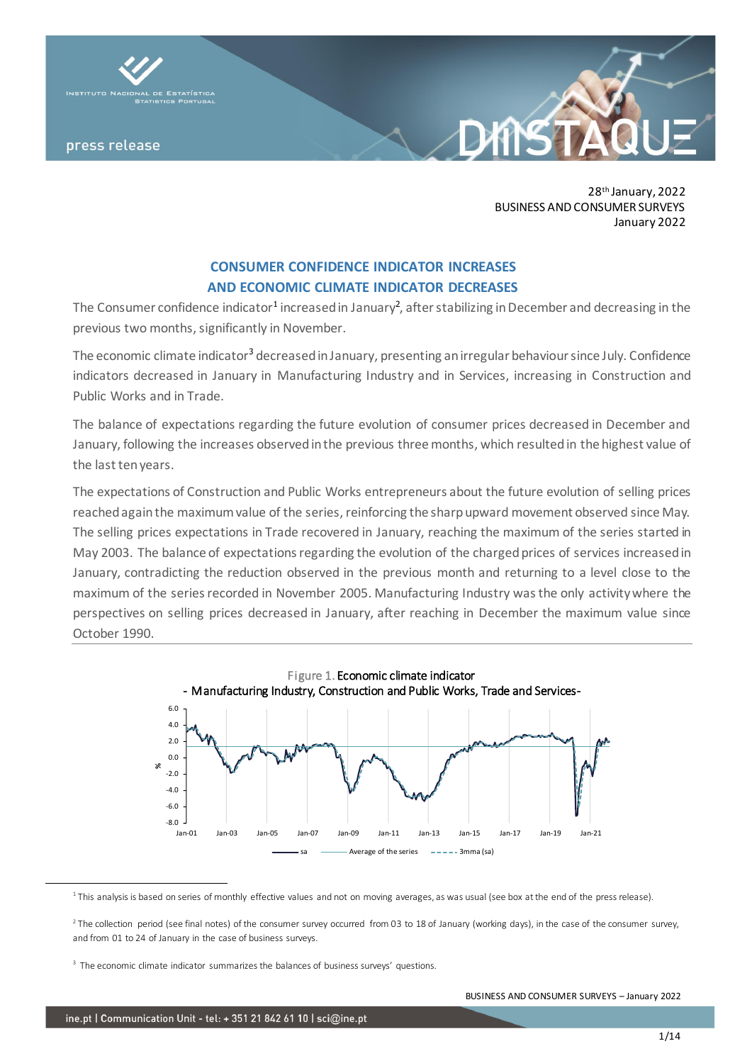28th January, 2022
BUSINESS AND CONSUMER SURVEYS
January 2022

## CONSUMER CONFIDENCE INDICATOR INCREASES AND ECONOMIC CLIMATE INDICATOR DECREASES

The Consumer confidence indicator[1] increased in January[2], after stabilizing in December and decreasing in the previous two months, significantly in November.

The economic climate indicator[3] decreased in January, presenting an irregular behaviour since July. Confidence indicators decreased in January in Manufacturing Industry and in Services, increasing in Construction and Public Works and in Trade.

The balance of expectations regarding the future evolution of consumer prices decreased in December and January, following the increases observed in the previous three months, which resulted in the highest value of the last ten years.

The expectations of Construction and Public Works entrepreneurs about the future evolution of selling prices reached again the maximum value of the series, reinforcing the sharp upward movement observed since May. The selling prices expectations in Trade recovered in January, reaching the maximum of the series started in May 2003. The balance of expectations regarding the evolution of the charged prices of services increased in January, contradicting the reduction observed in the previous month and returning to a level close to the maximum of the series recorded in November 2005. Manufacturing Industry was the only activity where the perspectives on selling prices decreased in January, after reaching in December the maximum value since October 1990.

Figure 1. Economic climate indicator
- Manufacturing Industry, Construction and Public Works, Trade and Services-

---

[1] This analysis is based on series of monthly effective values and not on moving averages, as was usual (see box at the end of the press release).

[2] The collection period (see final notes) of the consumer survey occurred from 03 to 18 of January (working days), in the case of the consumer survey, and from 01 to 24 of January in the case of business surveys.

[3] The economic climate indicator summarizes the balances of business surveys' questions.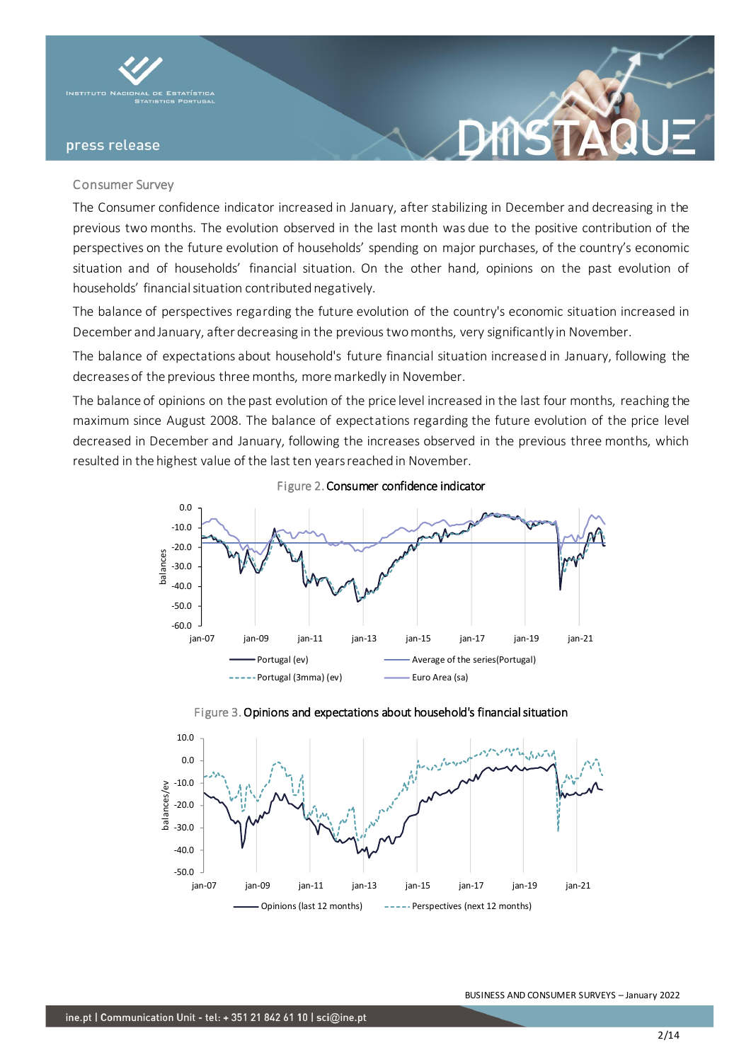## Consumer Survey

The Consumer confidence indicator increased in January, after stabilizing in December and decreasing in the previous two months. The evolution observed in the last month was due to the positive contribution of the perspectives on the future evolution of households' spending on major purchases, of the country's economic situation and of households' financial situation. On the other hand, opinions on the past evolution of households' financial situation contributed negatively.

The balance of perspectives regarding the future evolution of the country's economic situation increased in December and January, after decreasing in the previous two months, very significantly in November.

The balance of expectations about household's future financial situation increased in January, following the decreases of the previous three months, more markedly in November.

The balance of opinions on the past evolution of the price level increased in the last four months, reaching the maximum since August 2008. The balance of expectations regarding the future evolution of the price level decreased in December and January, following the increases observed in the previous three months, which resulted in the highest value of the last ten years reached in November.

Figure 2. Consumer confidence indicator

Figure 3. Opinions and expectations about household's financial situation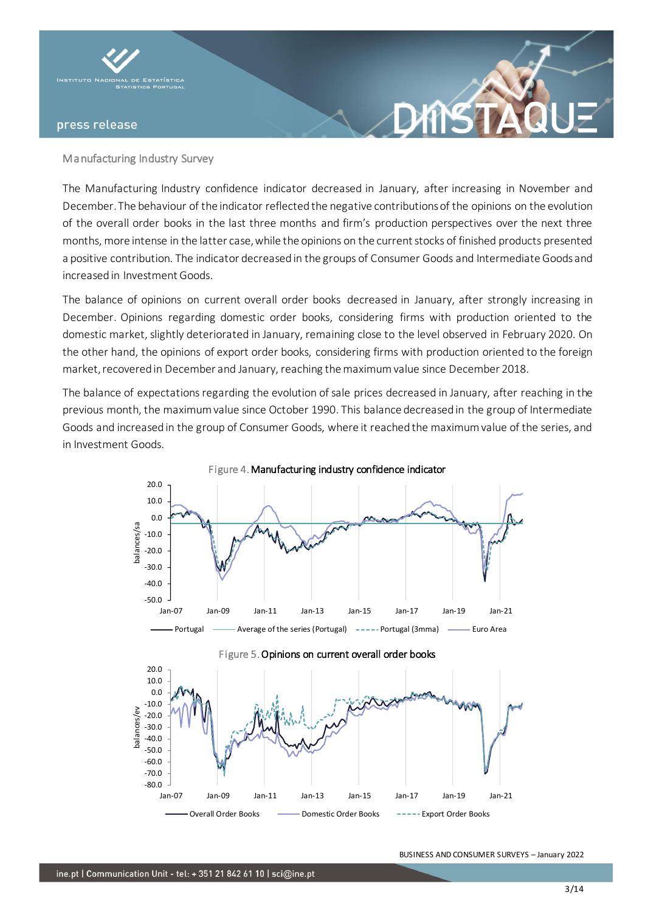## Manufacturing Industry Survey

The Manufacturing Industry confidence indicator decreased in January, after increasing in November and December. The behaviour of the indicator reflected the negative contributions of the opinions on the evolution of the overall order books in the last three months and firm's production perspectives over the next three months, more intense in the latter case, while the opinions on the current stocks of finished products presented a positive contribution. The indicator decreased in the groups of Consumer Goods and Intermediate Goods and increased in Investment Goods.

The balance of opinions on current overall order books decreased in January, after strongly increasing in December. Opinions regarding domestic order books, considering firms with production oriented to the domestic market, slightly deteriorated in January, remaining close to the level observed in February 2020. On the other hand, the opinions of export order books, considering firms with production oriented to the foreign market, recovered in December and January, reaching the maximum value since December 2018.

The balance of expectations regarding the evolution of sale prices decreased in January, after reaching in the previous month, the maximum value since October 1990. This balance decreased in the group of Intermediate Goods and increased in the group of Consumer Goods, where it reached the maximum value of the series, and in Investment Goods.

Figure 4. **Manufacturing industry confidence indicator**

Figure 5. **Opinions on current overall order books**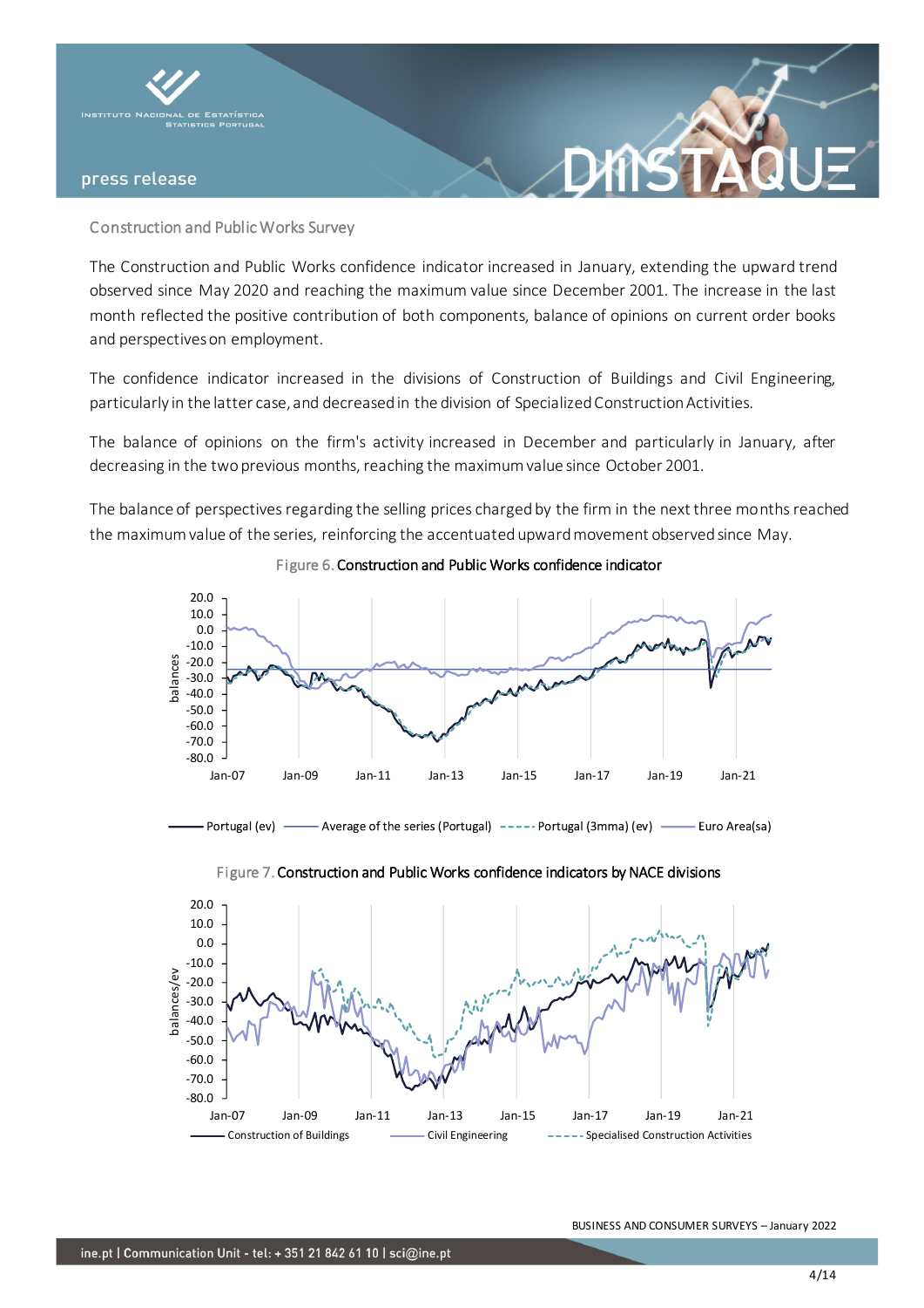## Construction and Public Works Survey

The Construction and Public Works confidence indicator increased in January, extending the upward trend observed since May 2020 and reaching the maximum value since December 2001. The increase in the last month reflected the positive contribution of both components, balance of opinions on current order books and perspectives on employment.

The confidence indicator increased in the divisions of Construction of Buildings and Civil Engineering, particularly in the latter case, and decreased in the division of Specialized Construction Activities.

The balance of opinions on the firm's activity increased in December and particularly in January, after decreasing in the two previous months, reaching the maximum value since October 2001.

The balance of perspectives regarding the selling prices charged by the firm in the next three months reached the maximum value of the series, reinforcing the accentuated upward movement observed since May.

Figure 6. Construction and Public Works confidence indicator

Figure 7. Construction and Public Works confidence indicators by NACE divisions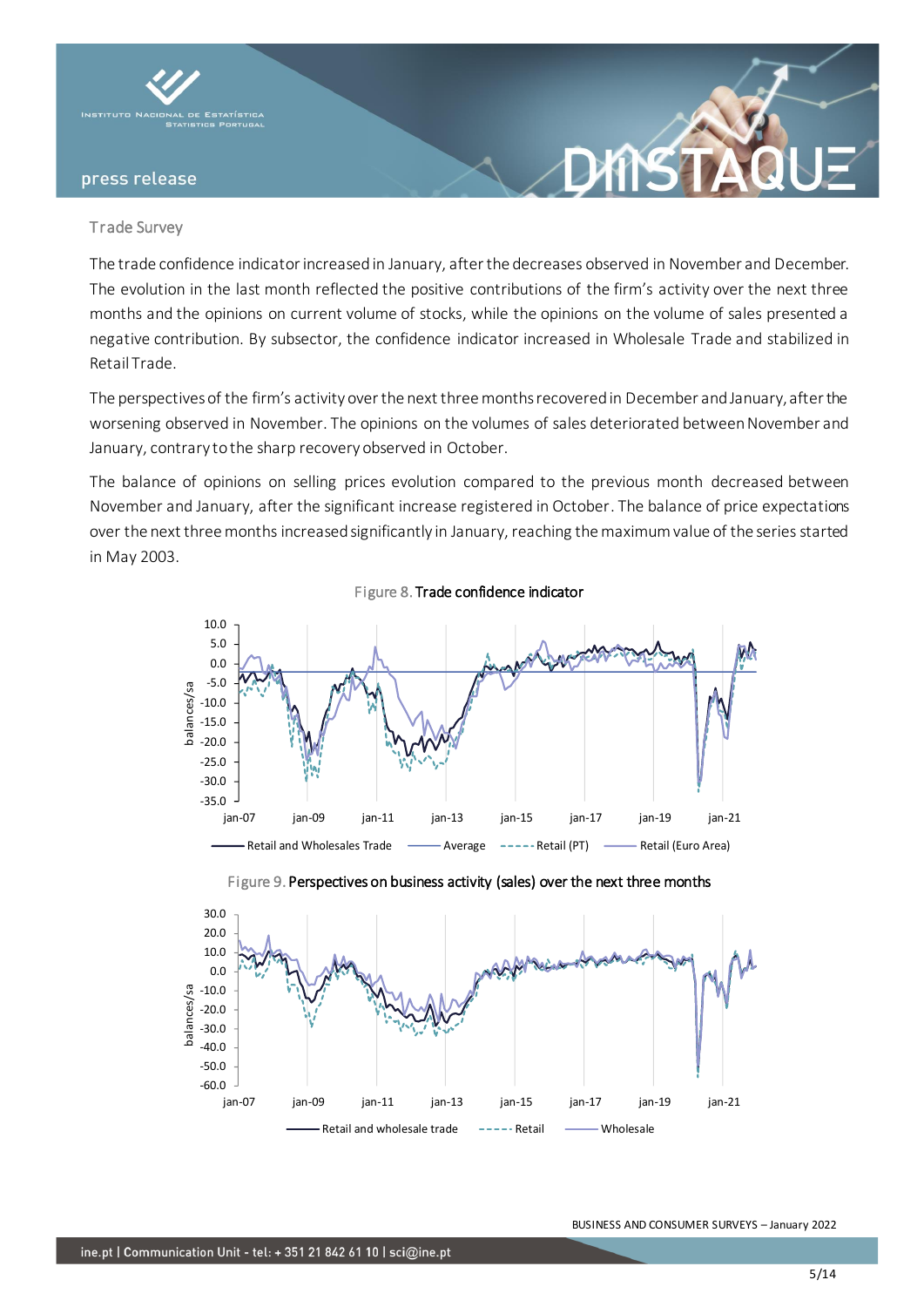Trade Survey

The trade confidence indicator increased in January, after the decreases observed in November and December. The evolution in the last month reflected the positive contributions of the firm's activity over the next three months and the opinions on current volume of stocks, while the opinions on the volume of sales presented a negative contribution. By subsector, the confidence indicator increased in Wholesale Trade and stabilized in Retail Trade.

The perspectives of the firm's activity over the next three months recovered in December and January, after the worsening observed in November. The opinions on the volumes of sales deteriorated between November and January, contrary to the sharp recovery observed in October.

The balance of opinions on selling prices evolution compared to the previous month decreased between November and January, after the significant increase registered in October. The balance of price expectations over the next three months increased significantly in January, reaching the maximum value of the series started in May 2003.

Figure 8. Trade confidence indicator

Figure 9. Perspectives on business activity (sales) over the next three months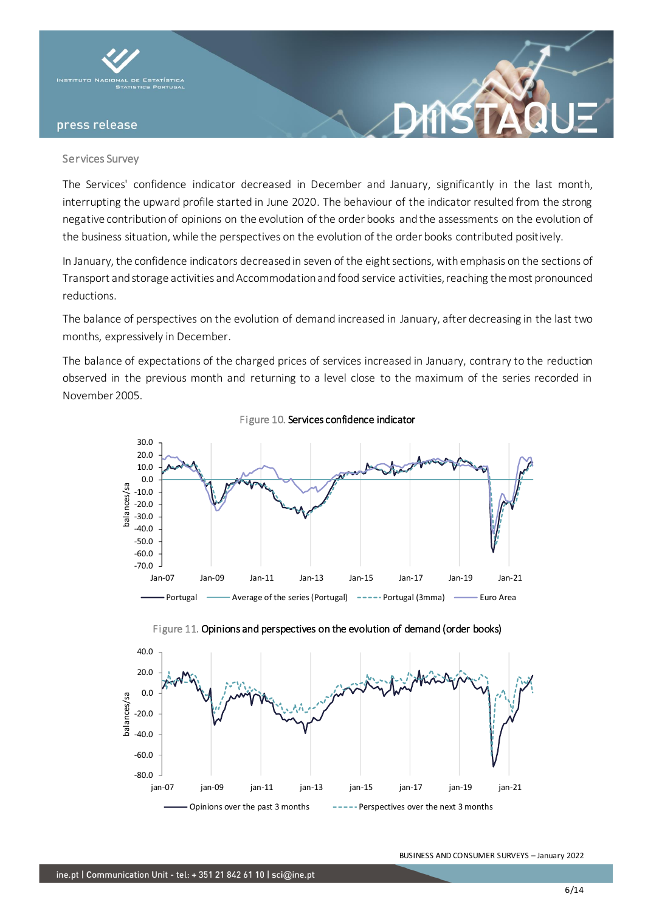## Services Survey

The Services' confidence indicator decreased in December and January, significantly in the last month, interrupting the upward profile started in June 2020. The behaviour of the indicator resulted from the strong negative contribution of opinions on the evolution of the order books and the assessments on the evolution of the business situation, while the perspectives on the evolution of the order books contributed positively.

In January, the confidence indicators decreased in seven of the eight sections, with emphasis on the sections of Transport and storage activities and Accommodation and food service activities, reaching the most pronounced reductions.

The balance of perspectives on the evolution of demand increased in January, after decreasing in the last two months, expressively in December.

The balance of expectations of the charged prices of services increased in January, contrary to the reduction observed in the previous month and returning to a level close to the maximum of the series recorded in November 2005.

Figure 10. **Services confidence indicator**

Figure 11. **Opinions and perspectives on the evolution of demand (order books)**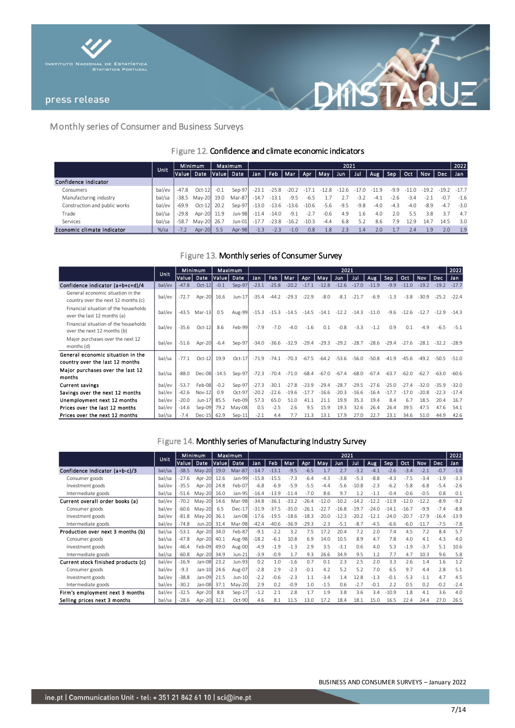Monthly series of Consumer and Business Surveys

## Figure 12. Confidence and climate economic indicators

| | Unit | Minimum | | Maximum | | 2021 | | | | | | | | | | | | 2022 |
|---|---|---|---|---|---|---|---|---|---|---|---|---|---|---|---|---|---|---|
| | | Value | Date | Value | Date | Jan | Feb | Mar | Apr | May | Jun | Jul | Aug | Sep | Oct | Nov | Dec | Jan |
| **Confidence indicator** | | | | | | | | | | | | | | | | | | |
| Consumers | bal/ev | -47.8 | Oct-12 | -0.1 | Sep-97 | -23.1 | -25.8 | -20.2 | -17.1 | -12.8 | -12.6 | -17.0 | -11.9 | -9.9 | -11.0 | -19.2 | -19.2 | -17.7 |
| Manufacturing industry | bal/sa | -38.5 | May-20 | 19.0 | Mar-87 | -14.7 | -13.1 | -9.5 | -6.5 | 1.7 | 2.7 | -3.2 | -4.1 | -2.6 | -3.4 | -2.1 | -0.7 | -1.6 |
| Construction and public works | bal/ev | -69.9 | Oct-12 | 20.2 | Sep-97 | -13.0 | -13.6 | -13.6 | -10.6 | -5.6 | -9.5 | -9.8 | -4.0 | -4.3 | -4.0 | -8.9 | -4.7 | -3.0 |
| Trade | bal/sa | -29.8 | Apr-20 | 11.9 | Jun-98 | -11.4 | -14.0 | -9.1 | -2.7 | -0.6 | 4.9 | 1.6 | 4.0 | 2.0 | 5.5 | 3.8 | 3.7 | 4.7 |
| Services | bal/sa | -58.7 | May-20 | 26.7 | Jun-01 | -17.7 | -23.8 | -16.2 | -10.3 | -4.4 | 6.8 | 5.2 | 8.6 | 7.9 | 12.9 | 14.7 | 14.5 | 3.0 |
| **Economic climate indicator** | %/sa | -7.2 | Apr-20 | 5.5 | Apr-98 | -1.3 | -2.3 | -1.0 | 0.8 | 1.8 | 2.3 | 1.4 | 2.0 | 1.7 | 2.4 | 1.9 | 2.0 | 1.9 |

## Figure 13. Monthly series of Consumer Survey

| | Unit | Minimum | | Maximum | | 2021 | | | | | | | | | | | | 2022 |
|---|---|---|---|---|---|---|---|---|---|---|---|---|---|---|---|---|---|---|
| | | Value | Date | Value | Date | Jan | Feb | Mar | Apr | May | Jun | Jul | Aug | Sep | Oct | Nov | Dec | Jan |
| **Confidence indicator (a+b+c+d)/4** | bal/ev | -47.8 | Oct-12 | -0.1 | Sep-97 | -23.1 | -25.8 | -20.2 | -17.1 | -12.8 | -12.6 | -17.0 | -11.9 | -9.9 | -11.0 | -19.2 | -19.2 | -17.7 |
| General economic situation in the country over the next 12 months (c) | bal/ev | -72.7 | Apr-20 | 16.6 | Jun-17 | -35.4 | -44.2 | -29.3 | -22.9 | -8.0 | -8.1 | -21.7 | -6.9 | -1.3 | -3.8 | -30.9 | -25.2 | -22.4 |
| Financial situation of the households over the last 12 months (a) | bal/ev | -43.5 | Mar-13 | 0.5 | Aug-99 | -15.3 | -15.3 | -14.5 | -14.5 | -14.1 | -12.2 | -14.3 | -11.0 | -9.6 | -12.6 | -12.7 | -12.9 | -14.3 |
| Financial situation of the households over the next 12 months (b) | bal/ev | -35.6 | Oct-12 | 8.6 | Feb-99 | -7.9 | -7.0 | -4.0 | -1.6 | 0.1 | -0.8 | -3.3 | -1.2 | 0.9 | 0.1 | -4.9 | -6.5 | -5.1 |
| Major purchases over the next 12 months (d) | bal/ev | -51.6 | Apr-20 | -6.4 | Sep-97 | -34.0 | -36.6 | -32.9 | -29.4 | -29.3 | -29.2 | -28.7 | -28.6 | -29.4 | -27.6 | -28.1 | -32.2 | -28.9 |
| **General economic situation in the country over the last 12 months** | bal/sa | -77.1 | Oct-12 | 19.9 | Oct-17 | -71.9 | -74.1 | -70.3 | -67.5 | -64.2 | -53.6 | -56.0 | -50.8 | -41.9 | -45.6 | -49.2 | -50.5 | -51.0 |
| **Major purchases over the last 12 months** | bal/sa | -88.0 | Dec-08 | -14.5 | Sep-97 | -72.3 | -70.4 | -71.0 | -68.4 | -67.0 | -67.4 | -68.0 | -67.4 | -63.7 | -62.0 | -62.7 | -63.0 | -60.6 |
| **Current savings** | bal/ev | -53.7 | Feb-08 | -0.2 | Sep-97 | -27.3 | -30.1 | -27.8 | -23.9 | -29.4 | -28.7 | -29.5 | -27.6 | -25.0 | -27.4 | -32.0 | -35.9 | -32.0 |
| **Savings over the next 12 months** | bal/ev | -42.6 | Nov-12 | 0.9 | Oct-97 | -20.2 | -22.6 | -19.6 | -17.7 | -16.6 | -20.3 | -16.6 | -16.4 | -17.7 | -17.0 | -20.8 | -22.3 | -17.4 |
| **Unemployment next 12 months** | bal/ev | -20.0 | Jun-17 | 85.5 | Feb-09 | 57.3 | 65.0 | 51.0 | 41.1 | 21.1 | 19.9 | 35.3 | 19.4 | 8.4 | 6.7 | 18.5 | 20.4 | 16.7 |
| **Prices over the last 12 months** | bal/ev | -14.6 | Sep-09 | 79.2 | May-08 | 0.5 | -2.5 | 2.6 | 9.5 | 15.9 | 19.3 | 32.6 | 26.4 | 26.4 | 39.5 | 47.5 | 47.6 | 54.1 |
| **Prices over the next 12 months** | bal/sa | -7.4 | Dec-15 | 62.9 | Sep-11 | -2.1 | 4.4 | 7.7 | 11.3 | 13.1 | 17.9 | 27.0 | 22.7 | 23.1 | 34.6 | 51.0 | 44.9 | 42.6 |

## Figure 14. Monthly series of Manufacturing Industry Survey

| | Unit | Minimum | | Maximum | | 2021 | | | | | | | | | | | | 2022 |
|---|---|---|---|---|---|---|---|---|---|---|---|---|---|---|---|---|---|---|
| | | Value | Date | Value | Date | Jan | Feb | Mar | Apr | May | Jun | Jul | Aug | Sep | Oct | Nov | Dec | Jan |
| **Confidence Indicator (a+b-c)/3** | bal/sa | -38.5 | May-20 | 19.0 | Mar-87 | -14.7 | -13.1 | -9.5 | -6.5 | 1.7 | 2.7 | -3.2 | -4.1 | -2.6 | -3.4 | -2.1 | -0.7 | -1.6 |
| Consumer goods | bal/sa | -27.6 | Apr-20 | 12.6 | Jan-99 | -15.8 | -15.5 | -7.3 | -6.4 | -4.3 | -3.8 | -5.3 | -8.8 | -4.3 | -7.5 | -3.4 | -1.9 | -3.3 |
| Investment goods | bal/ev | -35.5 | Apr-20 | 24.8 | Feb-07 | -6.8 | -6.9 | -5.9 | -5.5 | -4.4 | -5.6 | -10.8 | -2.3 | -6.2 | -5.8 | -6.8 | -5.4 | -2.6 |
| Intermediate goods | bal/sa | -51.6 | May-20 | 16.0 | Jan-95 | -16.4 | -13.9 | -11.4 | -7.0 | 8.6 | 9.7 | 1.2 | -1.1 | -0.4 | -0.6 | -0.5 | 0.8 | 0.1 |
| **Current overall order books (a)** | bal/ev | -70.2 | May-20 | 14.6 | Mar-98 | -34.8 | -36.1 | -33.2 | -26.4 | -12.0 | -10.2 | -14.2 | -12.2 | -11.9 | -12.0 | -12.2 | -8.9 | -9.2 |
| Consumer goods | bal/ev | -60.6 | May-20 | 6.5 | Dec-17 | -31.9 | -37.5 | -35.0 | -26.1 | -22.7 | -16.8 | -19.7 | -24.0 | -14.1 | -16.7 | -9.9 | -7.4 | -8.8 |
| Investment goods | bal/ev | -81.8 | May-20 | 36.1 | Jan-08 | -17.6 | -19.5 | -18.6 | -18.3 | -20.0 | -12.3 | -20.2 | -12.1 | -24.0 | -20.7 | -17.9 | -16.4 | -13.9 |
| Intermediate goods | bal/ev | -74.8 | Jun-20 | 31.4 | Mar-98 | -42.4 | -40.6 | -36.9 | -29.3 | -2.3 | -5.1 | -8.7 | -4.5 | -6.6 | -6.0 | -11.7 | -7.5 | -7.8 |
| **Production over next 3 months (b)** | bal/sa | -53.1 | Apr-20 | 34.0 | Feb-87 | -9.1 | -2.2 | 3.2 | 7.5 | 17.2 | 20.4 | 7.2 | 2.0 | 7.4 | 4.5 | 7.2 | 8.4 | 5.7 |
| Consumer goods | bal/sa | -47.8 | Apr-20 | 40.1 | Aug-98 | -18.2 | -6.1 | 10.8 | 6.9 | 14.0 | 10.5 | 8.9 | 4.7 | 7.8 | 4.0 | 4.1 | 4.3 | 4.0 |
| Investment goods | bal/ev | -46.4 | Feb-09 | 49.0 | Aug-00 | -4.9 | -1.9 | -1.3 | 2.9 | 3.5 | -3.1 | 0.6 | 4.0 | 5.3 | -1.9 | -3.7 | 5.1 | 10.6 |
| Intermediate goods | bal/sa | -60.8 | Apr-20 | 34.9 | Jun-21 | -3.9 | -0.9 | 1.7 | 9.3 | 26.6 | 34.9 | 9.5 | 1.2 | 7.7 | 4.7 | 10.3 | 9.6 | 5.8 |
| **Current stock finished products (c)** | bal/ev | -16.9 | Jan-08 | 23.2 | Jun-93 | 0.2 | 1.0 | -1.6 | 0.7 | 0.1 | 2.3 | 2.5 | 2.0 | 3.3 | 2.6 | 1.4 | 1.6 | 1.2 |
| Consumer goods | bal/ev | -9.3 | Jan-10 | 24.6 | Aug-07 | -2.8 | 2.9 | -2.3 | -0.1 | 4.2 | 5.2 | 5.2 | 7.0 | 6.5 | 9.7 | 4.4 | 2.8 | 5.1 |
| Investment goods | bal/ev | -38.8 | Jan-09 | 21.5 | Jun-10 | -2.2 | -0.6 | -2.3 | 1.1 | -3.4 | 1.4 | 12.8 | -1.3 | -0.1 | -5.3 | -1.1 | 4.7 | 4.5 |
| Intermediate goods | bal/ev | -30.2 | Jan-08 | 37.1 | May-20 | 2.9 | 0.2 | -0.9 | 1.0 | -1.5 | 0.6 | -2.7 | -0.1 | 2.2 | 0.5 | 0.2 | -0.2 | -2.4 |
| **Firm's employment next 3 months** | bal/ev | -32.5 | Apr-20 | 8.8 | Sep-17 | -1.2 | 2.1 | 2.8 | 1.7 | 1.9 | 3.8 | 3.6 | 3.4 | -10.9 | 1.8 | 4.1 | 3.6 | 4.0 |
| **Selling prices next 3 months** | bal/sa | -28.6 | Apr-20 | 32.1 | Oct-90 | 4.6 | 8.1 | 11.5 | 13.0 | 17.2 | 18.4 | 18.1 | 15.0 | 16.5 | 22.4 | 24.4 | 27.0 | 26.5 |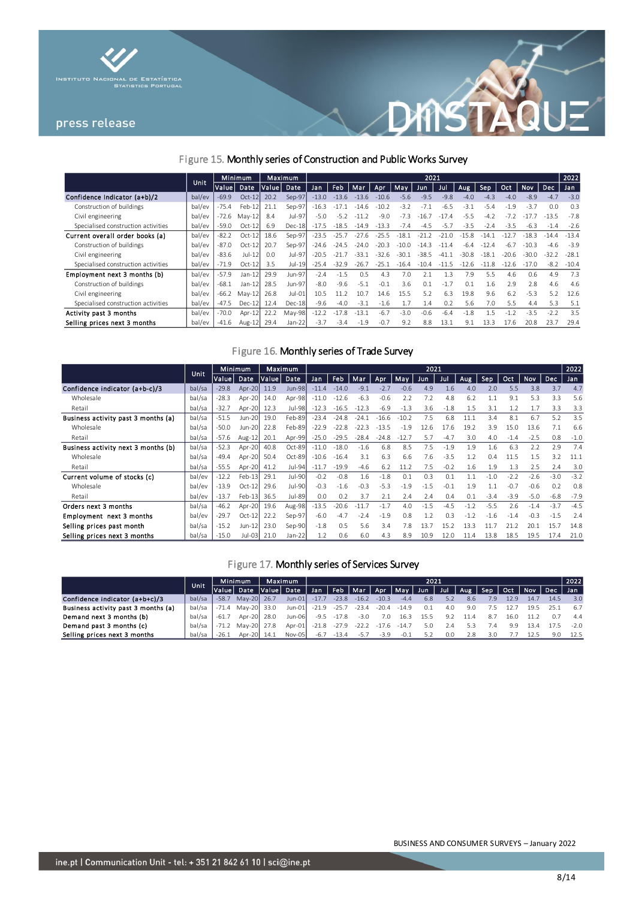Figure 15. Monthly series of Construction and Public Works Survey

| | Unit | Minimum | | Maximum | | 2021 | | | | | | | | | | | | 2022 |
|---|---|---|---|---|---|---|---|---|---|---|---|---|---|---|---|---|---|---|
| | | Value | Date | Value | Date | Jan | Feb | Mar | Apr | May | Jun | Jul | Aug | Sep | Oct | Nov | Dec | Jan |
| Confidence Indicator (a+b)/2 | bal/ev | -69.9 | Oct-12 | 20.2 | Sep-97 | -13.0 | -13.6 | -13.6 | -10.6 | -5.6 | -9.5 | -9.8 | -4.0 | -4.3 | -4.0 | -8.9 | -4.7 | -3.0 |
| Construction of buildings | bal/ev | -75.4 | Feb-12 | 21.1 | Sep-97 | -16.3 | -17.1 | -14.6 | -10.2 | -3.2 | -7.1 | -6.5 | -3.1 | -5.4 | -1.9 | -3.7 | 0.0 | 0.3 |
| Civil engineering | bal/ev | -72.6 | May-12 | 8.4 | Jul-97 | -5.0 | -5.2 | -11.2 | -9.0 | -7.3 | -16.7 | -17.4 | -5.5 | -4.2 | -7.2 | -17.7 | -13.5 | -7.8 |
| Specialised construction activities | bal/ev | -59.0 | Oct-12 | 6.9 | Dec-18 | -17.5 | -18.5 | -14.9 | -13.3 | -7.4 | -4.5 | -5.7 | -3.5 | -2.4 | -3.5 | -6.3 | -1.4 | -2.6 |
| Current overall order books (a) | bal/ev | -82.2 | Oct-12 | 18.6 | Sep-97 | -23.5 | -25.7 | -27.6 | -25.5 | -18.1 | -21.2 | -21.0 | -15.8 | -14.1 | -12.7 | -18.3 | -14.4 | -13.4 |
| Construction of buildings | bal/ev | -87.0 | Oct-12 | 20.7 | Sep-97 | -24.6 | -24.5 | -24.0 | -20.3 | -10.0 | -14.3 | -11.4 | -6.4 | -12.4 | -6.7 | -10.3 | -4.6 | -3.9 |
| Civil engineering | bal/ev | -83.6 | Jul-12 | 0.0 | Jul-97 | -20.5 | -21.7 | -33.1 | -32.6 | -30.1 | -38.5 | -41.1 | -30.8 | -18.1 | -20.6 | -30.0 | -32.2 | -28.1 |
| Specialised construction activities | bal/ev | -71.9 | Oct-12 | 3.5 | Jul-19 | -25.4 | -32.9 | -26.7 | -25.1 | -16.4 | -10.4 | -11.5 | -12.6 | -11.8 | -12.6 | -17.0 | -8.2 | -10.4 |
| Employment next 3 months (b) | bal/ev | -57.9 | Jan-12 | 29.9 | Jun-97 | -2.4 | -1.5 | 0.5 | 4.3 | 7.0 | 2.1 | 1.3 | 7.9 | 5.5 | 4.6 | 0.6 | 4.9 | 7.3 |
| Construction of buildings | bal/ev | -68.1 | Jan-12 | 28.5 | Jun-97 | -8.0 | -9.6 | -5.1 | -0.1 | 3.6 | 0.1 | -1.7 | 0.1 | 1.6 | 2.9 | 2.8 | 4.6 | 4.6 |
| Civil engineering | bal/ev | -66.2 | May-12 | 26.8 | Jul-01 | 10.5 | 11.2 | 10.7 | 14.6 | 15.5 | 5.2 | 6.3 | 19.8 | 9.6 | 6.2 | -5.3 | 5.2 | 12.6 |
| Specialised construction activities | bal/ev | -47.5 | Dec-12 | 12.4 | Dec-18 | -9.6 | -4.0 | -3.1 | -1.6 | 1.7 | 1.4 | 0.2 | 5.6 | 7.0 | 5.5 | 4.4 | 5.3 | 5.1 |
| Activity past 3 months | bal/ev | -70.0 | Apr-12 | 22.2 | May-98 | -12.2 | -17.8 | -13.1 | -6.7 | -3.0 | -0.6 | -6.4 | -1.8 | 1.5 | -1.2 | -3.5 | -2.2 | 3.5 |
| Selling prices next 3 months | bal/ev | -41.6 | Aug-12 | 29.4 | Jan-22 | -3.7 | -3.4 | -1.9 | -0.7 | 9.2 | 8.8 | 13.1 | 9.1 | 13.3 | 17.6 | 20.8 | 23.7 | 29.4 |

Figure 16. Monthly series of Trade Survey

| | Unit | Minimum | | Maximum | | 2021 | | | | | | | | | | | | 2022 |
|---|---|---|---|---|---|---|---|---|---|---|---|---|---|---|---|---|---|---|
| | | Value | Date | Value | Date | Jan | Feb | Mar | Apr | May | Jun | Jul | Aug | Sep | Oct | Nov | Dec | Jan |
| Confidence indicator (a+b-c)/3 | bal/sa | -29.8 | Apr-20 | 11.9 | Jun-98 | -11.4 | -14.0 | -9.1 | -2.7 | -0.6 | 4.9 | 1.6 | 4.0 | 2.0 | 5.5 | 3.8 | 3.7 | 4.7 |
| Wholesale | bal/sa | -28.3 | Apr-20 | 14.0 | Apr-98 | -11.0 | -12.6 | -6.3 | -0.6 | 2.2 | 7.2 | 4.8 | 6.2 | 1.1 | 9.1 | 5.3 | 3.3 | 5.6 |
| Retail | bal/sa | -32.7 | Apr-20 | 12.3 | Jul-98 | -12.3 | -16.5 | -12.3 | -6.9 | -1.3 | 3.6 | -1.8 | 1.5 | 3.1 | 1.2 | 1.7 | 3.3 | 3.3 |
| Business activity past 3 months (a) | bal/sa | -51.5 | Jun-20 | 19.0 | Feb-89 | -23.4 | -24.8 | -24.1 | -16.6 | -10.2 | 7.5 | 6.8 | 11.1 | 3.4 | 8.1 | 6.7 | 5.2 | 3.5 |
| Wholesale | bal/sa | -50.0 | Jun-20 | 22.8 | Feb-89 | -22.9 | -22.8 | -22.3 | -13.5 | -1.9 | 12.6 | 17.6 | 19.2 | 3.9 | 15.0 | 13.6 | 7.1 | 6.6 |
| Retail | bal/sa | -57.6 | Aug-12 | 20.1 | Apr-99 | -25.0 | -29.5 | -28.4 | -24.8 | -12.7 | 5.7 | -4.7 | 3.0 | 4.0 | -1.4 | -2.5 | 0.8 | -1.0 |
| Business activity next 3 months (b) | bal/sa | -52.3 | Apr-20 | 40.8 | Oct-89 | -11.0 | -18.0 | -1.6 | 6.8 | 8.5 | 7.5 | -1.9 | 1.9 | 1.6 | 6.3 | 2.2 | 2.9 | 7.4 |
| Wholesale | bal/sa | -49.4 | Apr-20 | 50.4 | Oct-89 | -10.6 | -16.4 | 3.1 | 6.3 | 6.6 | 7.6 | -3.5 | 1.2 | 0.4 | 11.5 | 1.5 | 3.2 | 11.1 |
| Retail | bal/sa | -55.5 | Apr-20 | 41.2 | Jul-94 | -11.7 | -19.9 | -4.6 | 6.2 | 11.2 | 7.5 | -0.2 | 1.6 | 1.9 | 1.3 | 2.5 | 2.4 | 3.0 |
| Current volume of stocks (c) | bal/ev | -12.2 | Feb-13 | 29.1 | Jul-90 | -0.2 | -0.8 | 1.6 | -1.8 | 0.1 | 0.3 | 0.1 | 1.1 | -1.0 | -2.2 | -2.6 | -3.0 | -3.2 |
| Wholesale | bal/ev | -13.9 | Oct-12 | 29.6 | Jul-90 | -0.3 | -1.6 | -0.3 | -5.3 | -1.9 | -1.5 | -0.1 | 1.9 | 1.1 | -0.7 | -0.6 | 0.2 | 0.8 |
| Retail | bal/ev | -13.7 | Feb-13 | 36.5 | Jul-89 | 0.0 | 0.2 | 3.7 | 2.1 | 2.4 | 2.4 | 0.4 | 0.1 | -3.4 | -3.9 | -5.0 | -6.8 | -7.9 |
| Orders next 3 months | bal/sa | -46.2 | Apr-20 | 19.6 | Aug-98 | -13.5 | -20.6 | -11.7 | -1.7 | 4.0 | -1.5 | -4.5 | -1.2 | -5.5 | 2.6 | -1.4 | -3.7 | -4.5 |
| Employment next 3 months | bal/ev | -29.7 | Oct-12 | 22.2 | Sep-97 | -6.0 | -4.7 | -2.4 | -1.9 | 0.8 | 1.2 | 0.3 | -1.2 | -1.6 | -1.4 | -0.3 | -1.5 | 2.4 |
| Selling prices past month | bal/sa | -15.2 | Jun-12 | 23.0 | Sep-90 | -1.8 | 0.5 | 5.6 | 3.4 | 7.8 | 13.7 | 15.2 | 13.3 | 11.7 | 21.2 | 20.1 | 15.7 | 14.8 |
| Selling prices next 3 months | bal/sa | -15.0 | Jul-03 | 21.0 | Jan-22 | 1.2 | 0.6 | 6.0 | 4.3 | 8.9 | 10.9 | 12.0 | 11.4 | 13.8 | 18.5 | 19.5 | 17.4 | 21.0 |

Figure 17. Monthly series of Services Survey

| | Unit | Minimum | | Maximum | | 2021 | | | | | | | | | | | | 2022 |
|---|---|---|---|---|---|---|---|---|---|---|---|---|---|---|---|---|---|---|
| | | Value | Date | Value | Date | Jan | Feb | Mar | Apr | May | Jun | Jul | Aug | Sep | Oct | Nov | Dec | Jan |
| Confidence indicator (a+b+c)/3 | bal/sa | -58.7 | May-20 | 26.7 | Jun-01 | -17.7 | -23.8 | -16.2 | -10.3 | -4.4 | 6.8 | 5.2 | 8.6 | 7.9 | 12.9 | 14.7 | 14.5 | 3.0 |
| Business activity past 3 months (a) | bal/sa | -71.4 | May-20 | 33.0 | Jun-01 | -21.9 | -25.7 | -23.4 | -20.4 | -14.9 | 0.1 | 4.0 | 9.0 | 7.5 | 12.7 | 19.5 | 25.1 | 6.7 |
| Demand next 3 months (b) | bal/sa | -61.7 | Apr-20 | 28.0 | Jun-06 | -9.5 | -17.8 | -3.0 | 7.0 | 16.3 | 15.5 | 9.2 | 11.4 | 8.7 | 16.0 | 11.2 | 0.7 | 4.4 |
| Demand past 3 months (c) | bal/sa | -71.2 | May-20 | 27.8 | Apr-01 | -21.8 | -27.9 | -22.2 | -17.6 | -14.7 | 5.0 | 2.4 | 5.3 | 7.4 | 9.9 | 13.4 | 17.5 | -2.0 |
| Selling prices next 3 months | bal/sa | -26.1 | Apr-20 | 14.1 | Nov-05 | -6.7 | -13.4 | -5.7 | -3.9 | -0.1 | 5.2 | 0.0 | 2.8 | 3.0 | 7.7 | 12.5 | 9.0 | 12.5 |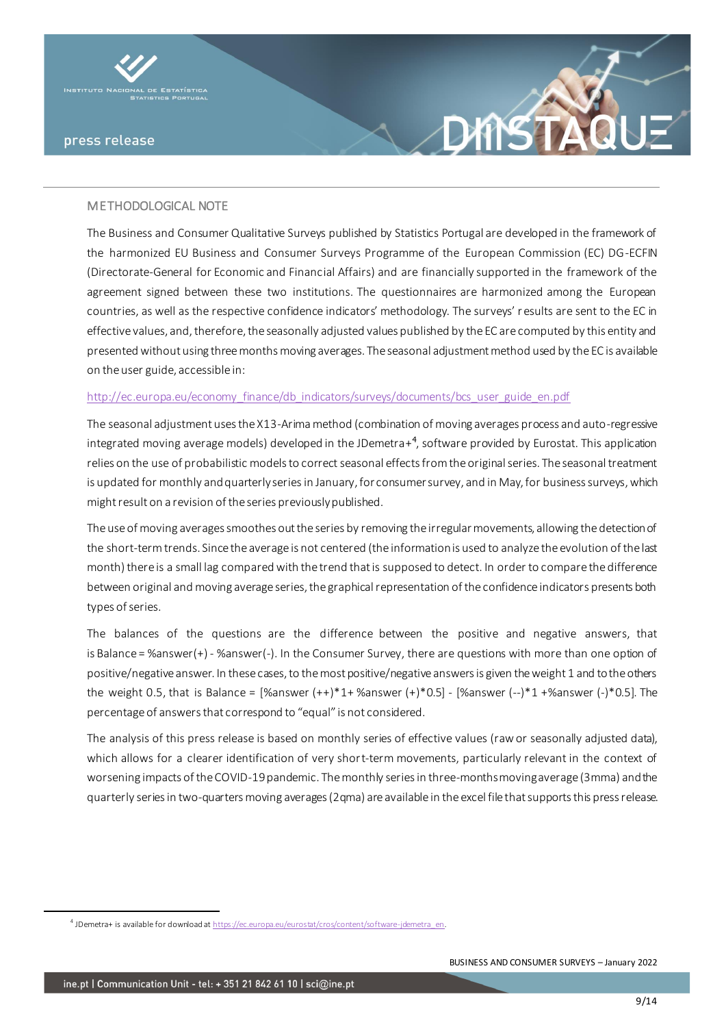## METHODOLOGICAL NOTE

The Business and Consumer Qualitative Surveys published by Statistics Portugal are developed in the framework of the harmonized EU Business and Consumer Surveys Programme of the European Commission (EC) DG-ECFIN (Directorate-General for Economic and Financial Affairs) and are financially supported in the framework of the agreement signed between these two institutions. The questionnaires are harmonized among the European countries, as well as the respective confidence indicators' methodology. The surveys' results are sent to the EC in effective values, and, therefore, the seasonally adjusted values published by the EC are computed by this entity and presented without using three months moving averages. The seasonal adjustment method used by the EC is available on the user guide, accessible in:

http://ec.europa.eu/economy_finance/db_indicators/surveys/documents/bcs_user_guide_en.pdf

The seasonal adjustment uses the X13-Arima method (combination of moving averages process and auto-regressive integrated moving average models) developed in the JDemetra+[4], software provided by Eurostat. This application relies on the use of probabilistic models to correct seasonal effects from the original series. The seasonal treatment is updated for monthly and quarterly series in January, for consumer survey, and in May, for business surveys, which might result on a revision of the series previously published.

The use of moving averages smoothes out the series by removing the irregular movements, allowing the detection of the short-term trends. Since the average is not centered (the information is used to analyze the evolution of the last month) there is a small lag compared with the trend that is supposed to detect. In order to compare the difference between original and moving average series, the graphical representation of the confidence indicators presents both types of series.

The balances of the questions are the difference between the positive and negative answers, that is Balance = %answer(+) - %answer(-). In the Consumer Survey, there are questions with more than one option of positive/negative answer. In these cases, to the most positive/negative answers is given the weight 1 and to the others the weight 0.5, that is Balance = [%answer (++)*1+ %answer (+)*0.5] - [%answer (--)*1 +%answer (-)*0.5]. The percentage of answers that correspond to "equal" is not considered.

The analysis of this press release is based on monthly series of effective values (raw or seasonally adjusted data), which allows for a clearer identification of very short-term movements, particularly relevant in the context of worsening impacts of the COVID-19 pandemic. The monthly series in three-months moving average (3mma) and the quarterly series in two-quarters moving averages (2qma) are available in the excel file that supports this press release.

---

[4] JDemetra+ is available for download at https://ec.europa.eu/eurostat/cros/content/software-jdemetra_en.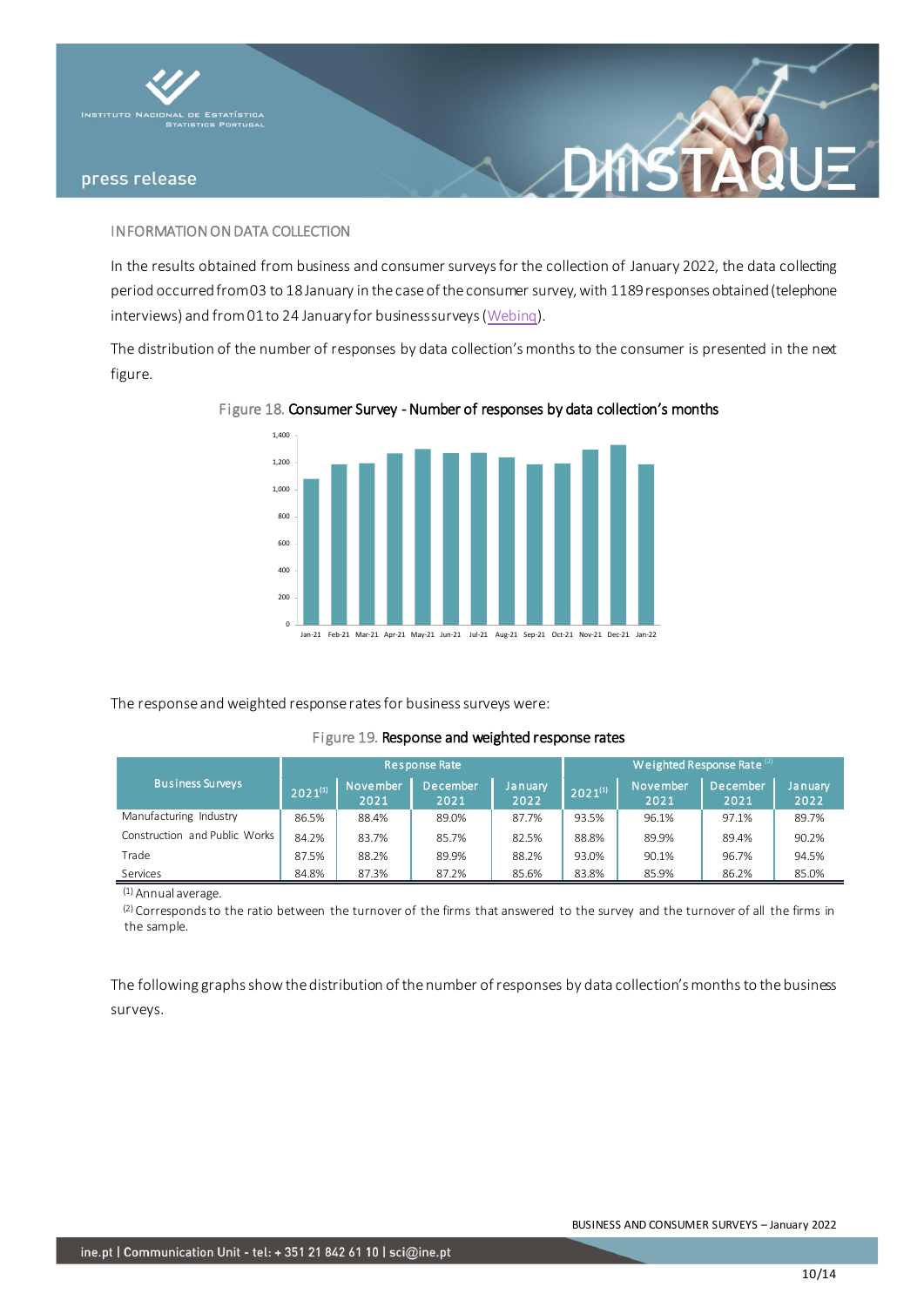## INFORMATION ON DATA COLLECTION

In the results obtained from business and consumer surveys for the collection of January 2022, the data collecting period occurred from 03 to 18 January in the case of the consumer survey, with 1189 responses obtained (telephone interviews) and from 01 to 24 January for business surveys (Webinq).

The distribution of the number of responses by data collection's months to the consumer is presented in the next figure.

Figure 18. **Consumer Survey - Number of responses by data collection's months**

The response and weighted response rates for business surveys were:

Figure 19. **Response and weighted response rates**

| Business Surveys | Response Rate | | | | Weighted Response Rate [2] | | | |
|---|---|---|---|---|---|---|---|---|
| | 2021[1] | November 2021 | December 2021 | January 2022 | 2021[1] | November 2021 | December 2021 | January 2022 |
| Manufacturing Industry | 86.5% | 88.4% | 89.0% | 87.7% | 93.5% | 96.1% | 97.1% | 89.7% |
| Construction and Public Works | 84.2% | 83.7% | 85.7% | 82.5% | 88.8% | 89.9% | 89.4% | 90.2% |
| Trade | 87.5% | 88.2% | 89.9% | 88.2% | 93.0% | 90.1% | 96.7% | 94.5% |
| Services | 84.8% | 87.3% | 87.2% | 85.6% | 83.8% | 85.9% | 86.2% | 85.0% |

(1) Annual average.

(2) Corresponds to the ratio between the turnover of the firms that answered to the survey and the turnover of all the firms in the sample.

The following graphs show the distribution of the number of responses by data collection's months to the business surveys.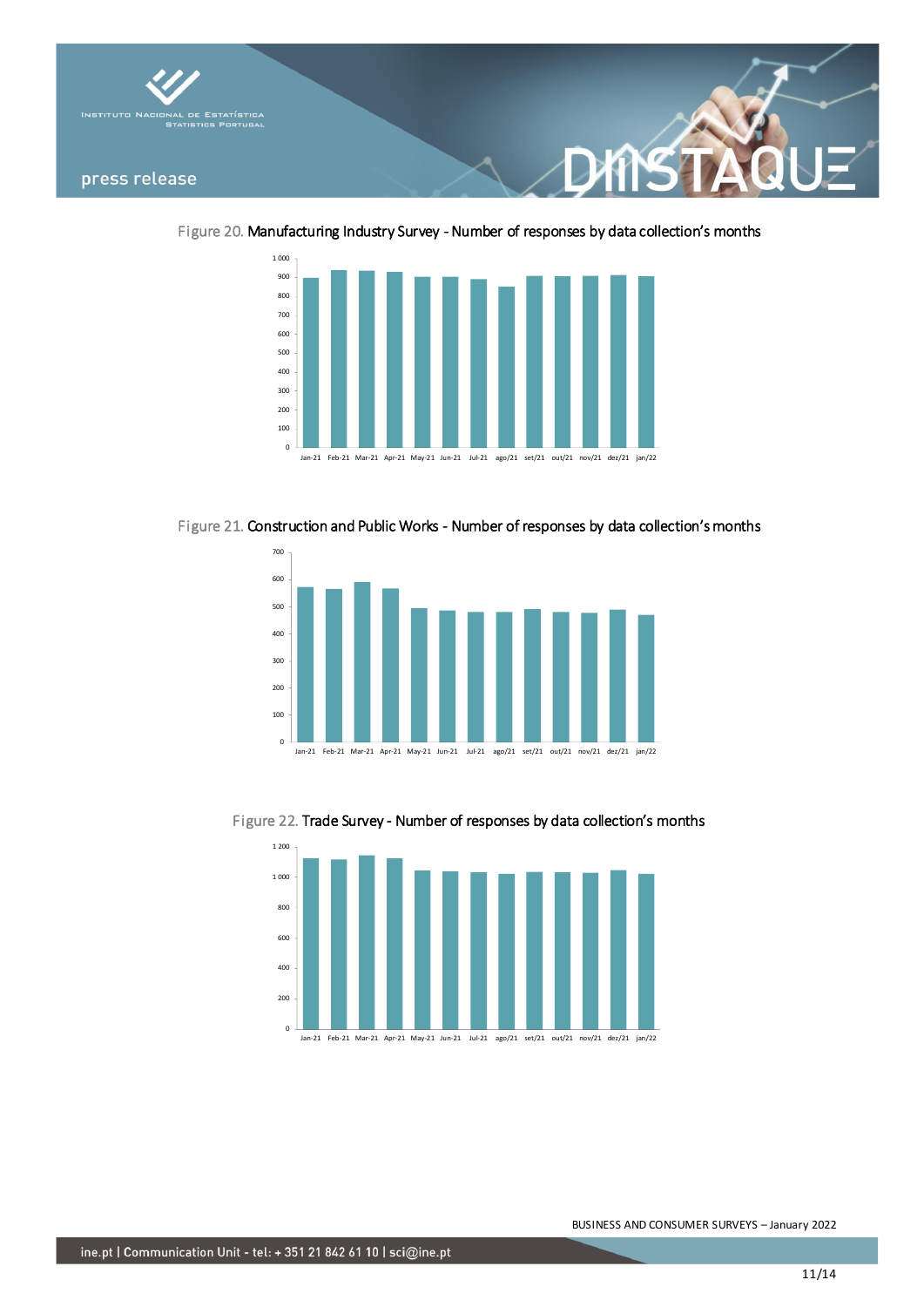Figure 20. Manufacturing Industry Survey - Number of responses by data collection's months

Figure 21. Construction and Public Works - Number of responses by data collection's months

Figure 22. Trade Survey - Number of responses by data collection's months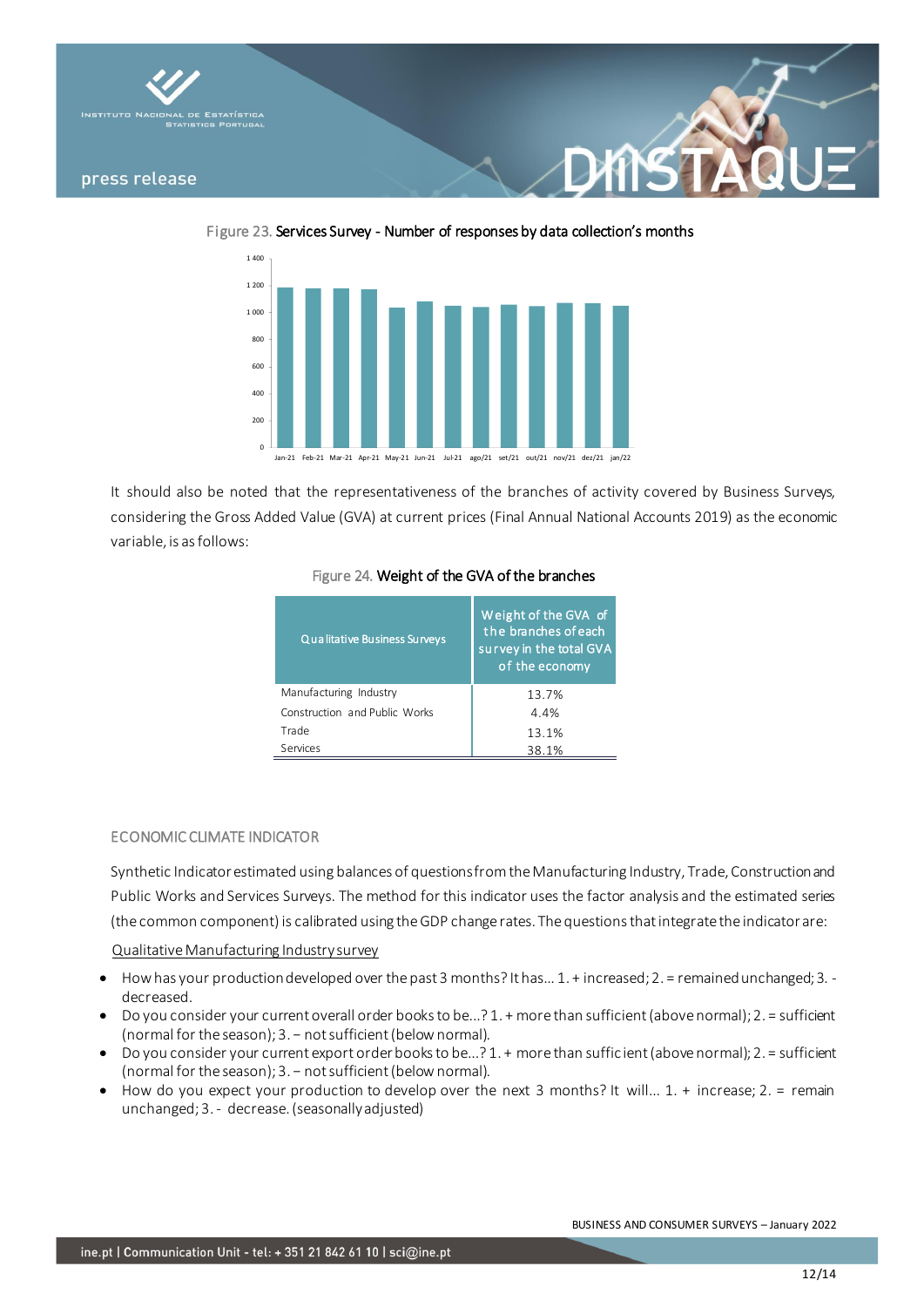Figure 23. Services Survey - Number of responses by data collection's months

It should also be noted that the representativeness of the branches of activity covered by Business Surveys, considering the Gross Added Value (GVA) at current prices (Final Annual National Accounts 2019) as the economic variable, is as follows:

Figure 24. Weight of the GVA of the branches

| Qualitative Business Surveys | Weight of the GVA of the branches of each survey in the total GVA of the economy |
|---|---|
| Manufacturing Industry | 13.7% |
| Construction and Public Works | 4.4% |
| Trade | 13.1% |
| Services | 38.1% |

## ECONOMIC CLIMATE INDICATOR

Synthetic Indicator estimated using balances of questions from the Manufacturing Industry, Trade, Construction and Public Works and Services Surveys. The method for this indicator uses the factor analysis and the estimated series (the common component) is calibrated using the GDP change rates. The questions that integrate the indicator are:

Qualitative Manufacturing Industry survey

- How has your production developed over the past 3 months? It has... 1. + increased; 2. = remained unchanged; 3. - decreased.
- Do you consider your current overall order books to be...? 1. + more than sufficient (above normal); 2. = sufficient (normal for the season); 3. – not sufficient (below normal).
- Do you consider your current export order books to be...? 1. + more than sufficient (above normal); 2. = sufficient (normal for the season); 3. – not sufficient (below normal).
- How do you expect your production to develop over the next 3 months? It will... 1. + increase; 2. = remain unchanged; 3. - decrease. (seasonally adjusted)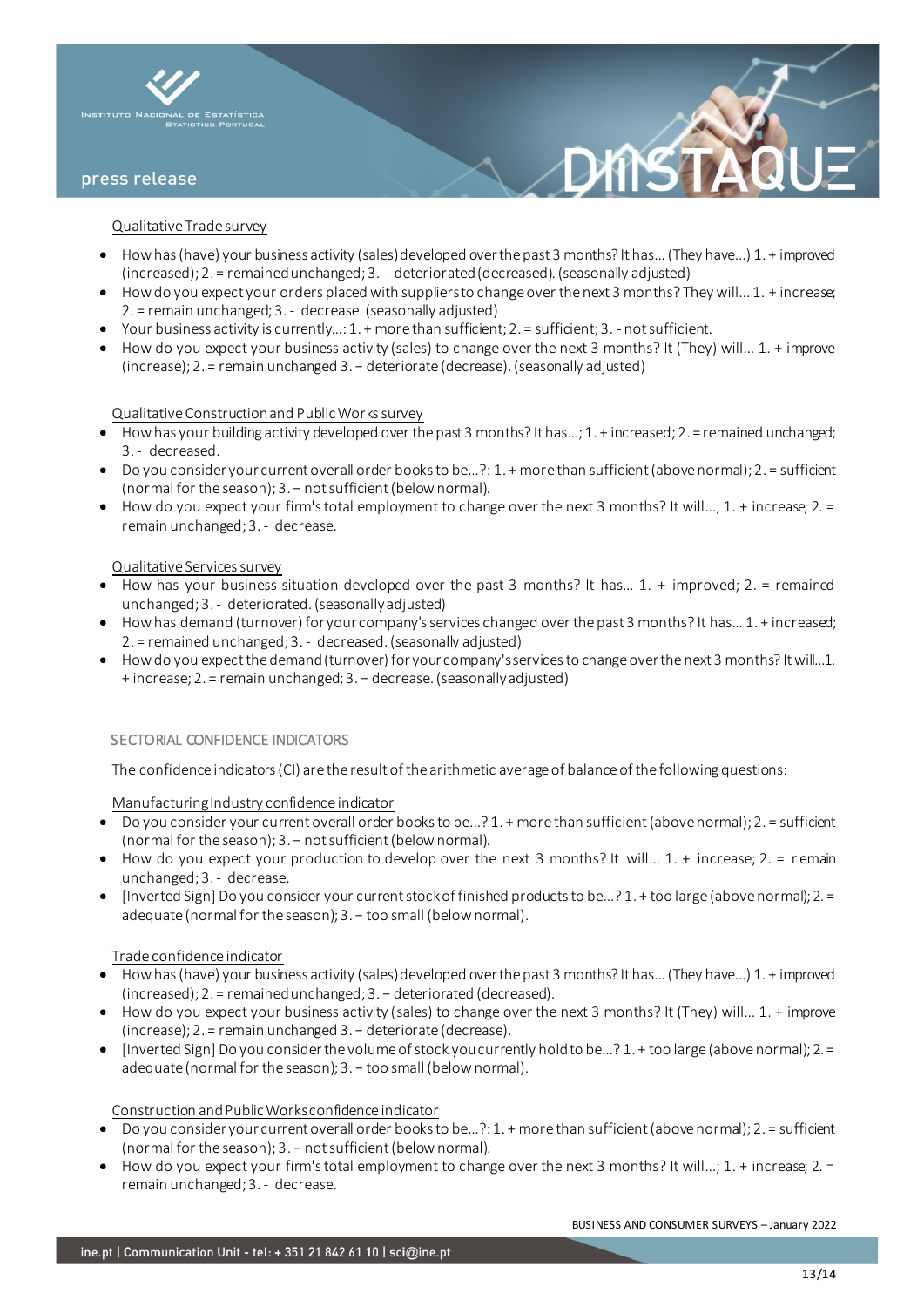Qualitative Trade survey

- How has (have) your business activity (sales) developed over the past 3 months? It has... (They have...) 1. + improved (increased); 2. = remained unchanged; 3. - deteriorated (decreased). (seasonally adjusted)
- How do you expect your orders placed with suppliers to change over the next 3 months? They will... 1. + increase; 2. = remain unchanged; 3. - decrease. (seasonally adjusted)
- Your business activity is currently...: 1. + more than sufficient; 2. = sufficient; 3. - not sufficient.
- How do you expect your business activity (sales) to change over the next 3 months? It (They) will... 1. + improve (increase); 2. = remain unchanged 3. – deteriorate (decrease). (seasonally adjusted)

Qualitative Construction and Public Works survey

- How has your building activity developed over the past 3 months? It has...; 1. + increased; 2. = remained unchanged; 3. - decreased.
- Do you consider your current overall order books to be...?: 1. + more than sufficient (above normal); 2. = sufficient (normal for the season); 3. – not sufficient (below normal).
- How do you expect your firm's total employment to change over the next 3 months? It will...; 1. + increase; 2. = remain unchanged; 3. - decrease.

Qualitative Services survey

- How has your business situation developed over the past 3 months? It has... 1. + improved; 2. = remained unchanged; 3. - deteriorated. (seasonally adjusted)
- How has demand (turnover) for your company's services changed over the past 3 months? It has... 1. + increased; 2. = remained unchanged; 3. - decreased. (seasonally adjusted)
- How do you expect the demand (turnover) for your company's services to change over the next 3 months? It will...1. + increase; 2. = remain unchanged; 3. – decrease. (seasonally adjusted)

## SECTORIAL CONFIDENCE INDICATORS

The confidence indicators (CI) are the result of the arithmetic average of balance of the following questions:

Manufacturing Industry confidence indicator

- Do you consider your current overall order books to be...? 1. + more than sufficient (above normal); 2. = sufficient (normal for the season); 3. – not sufficient (below normal).
- How do you expect your production to develop over the next 3 months? It will... 1. + increase; 2. = remain unchanged; 3. - decrease.
- [Inverted Sign] Do you consider your current stock of finished products to be...? 1. + too large (above normal); 2. = adequate (normal for the season); 3. – too small (below normal).

Trade confidence indicator

- How has (have) your business activity (sales) developed over the past 3 months? It has... (They have...) 1. + improved (increased); 2. = remained unchanged; 3. – deteriorated (decreased).
- How do you expect your business activity (sales) to change over the next 3 months? It (They) will... 1. + improve (increase); 2. = remain unchanged 3. – deteriorate (decrease).
- [Inverted Sign] Do you consider the volume of stock you currently hold to be...? 1. + too large (above normal); 2. = adequate (normal for the season); 3. – too small (below normal).

Construction and Public Works confidence indicator

- Do you consider your current overall order books to be...?: 1. + more than sufficient (above normal); 2. = sufficient (normal for the season); 3. – not sufficient (below normal).
- How do you expect your firm's total employment to change over the next 3 months? It will...; 1. + increase; 2. = remain unchanged; 3. - decrease.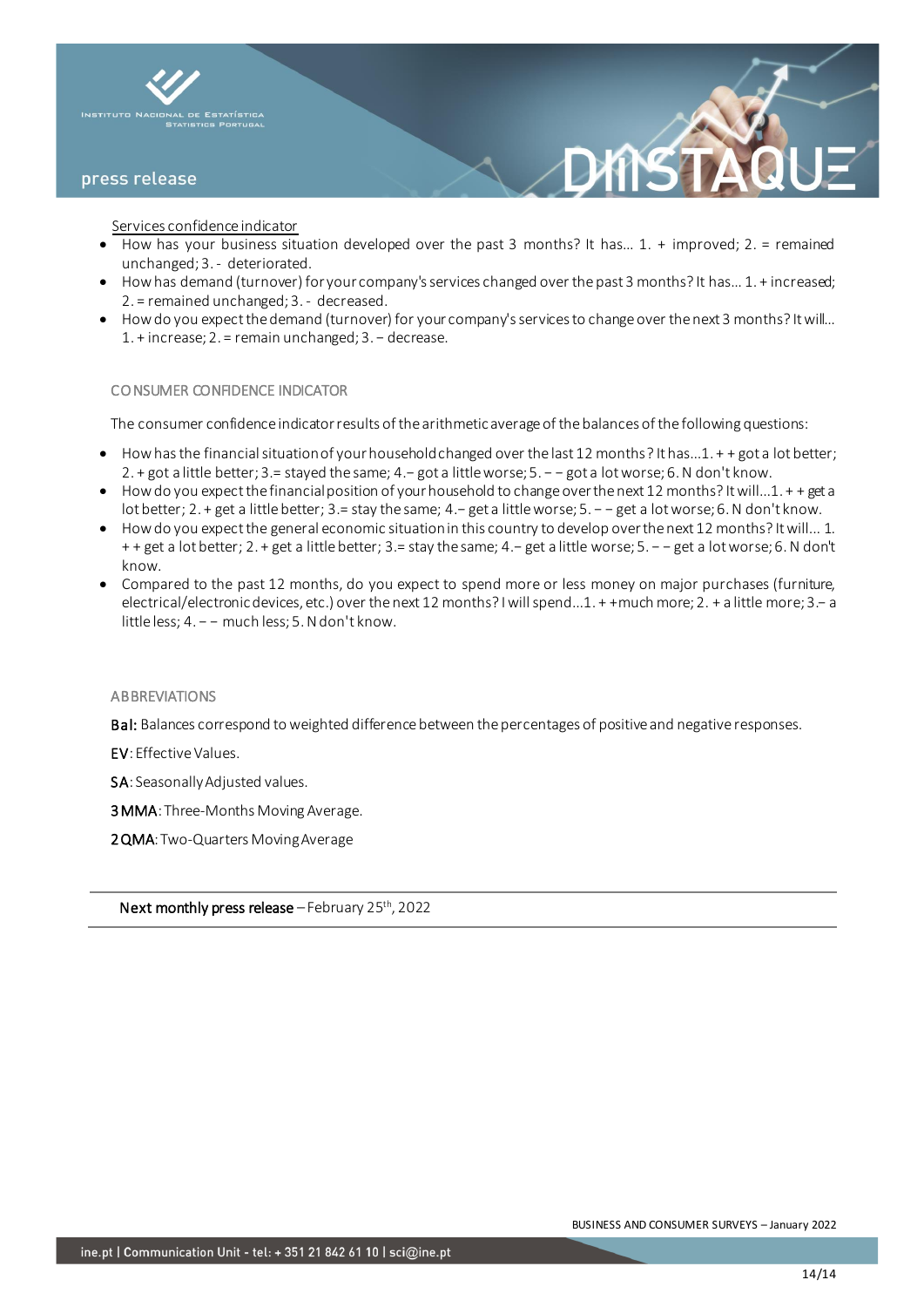Services confidence indicator

- How has your business situation developed over the past 3 months? It has... 1. + improved; 2. = remained unchanged; 3. - deteriorated.
- How has demand (turnover) for your company's services changed over the past 3 months? It has... 1. + increased; 2. = remained unchanged; 3. - decreased.
- How do you expect the demand (turnover) for your company's services to change over the next 3 months? It will... 1. + increase; 2. = remain unchanged; 3. – decrease.

## CONSUMER CONFIDENCE INDICATOR

The consumer confidence indicator results of the arithmetic average of the balances of the following questions:

- How has the financial situation of your household changed over the last 12 months? It has...1. + + got a lot better; 2. + got a little better; 3.= stayed the same; 4.– got a little worse; 5. – – got a lot worse; 6. N don't know.
- How do you expect the financial position of your household to change over the next 12 months? It will...1. + + get a lot better; 2. + get a little better; 3.= stay the same; 4.– get a little worse; 5. – – get a lot worse; 6. N don't know.
- How do you expect the general economic situation in this country to develop over the next 12 months? It will... 1. + + get a lot better; 2. + get a little better; 3.= stay the same; 4.– get a little worse; 5. – – get a lot worse; 6. N don't know.
- Compared to the past 12 months, do you expect to spend more or less money on major purchases (furniture, electrical/electronic devices, etc.) over the next 12 months? I will spend...1. + + much more; 2. + a little more; 3.– a little less; 4. – – much less; 5. N don't know.

## ABBREVIATIONS

**Bal:** Balances correspond to weighted difference between the percentages of positive and negative responses.

**EV**: Effective Values.

**SA**: Seasonally Adjusted values.

**3 MMA**: Three-Months Moving Average.

**2 QMA**: Two-Quarters Moving Average

**Next monthly press release** – February 25th, 2022